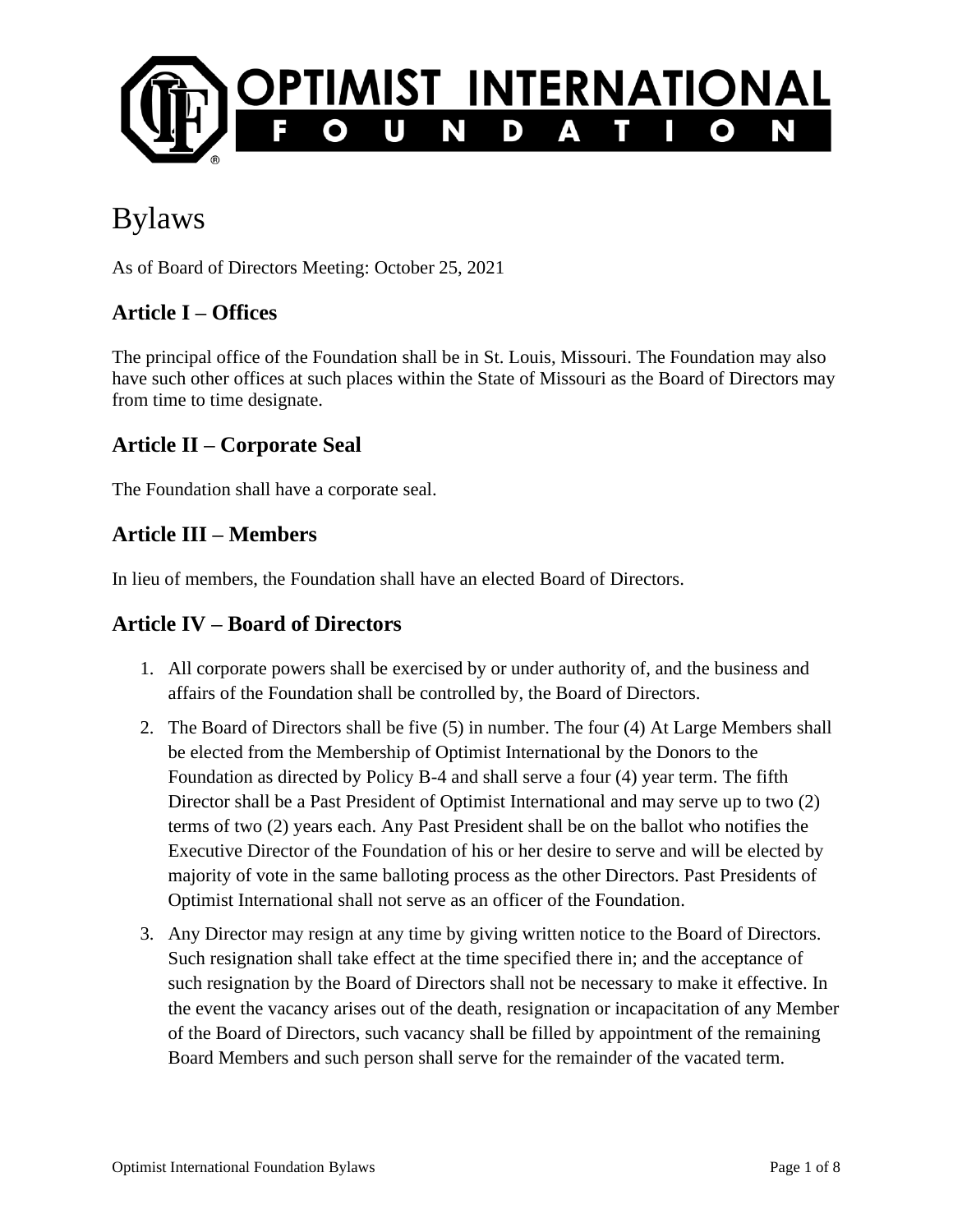# Bylaws

As of Board of Directors Meeting: October 25, 2021

## Article I – Offices

The principal office of the Foundation shall be in St. Louis, Missouri. The Foundation may also have such other offices at such places within the State of Missouri as the Board of Directors may from time to time designate.

## Article II – Corporate Seal

The Foundation shall have a corporate seal.

## Article III – Members

In lieu of members, the Foundation shall have an elected Board of Directors.

## Article IV – Board of Directors

1. All corporate powers shall be exercised by or under authority of, and the business and affairs of the Foundation shall be controlled by, the Board of Directors.
2. The Board of Directors shall be five (5) in number. The four (4) At Large Members shall be elected from the Membership of Optimist International by the Donors to the Foundation as directed by Policy B-4 and shall serve a four (4) year term. The fifth Director shall be a Past President of Optimist International and may serve up to two (2) terms of two (2) years each. Any Past President shall be on the ballot who notifies the Executive Director of the Foundation of his or her desire to serve and will be elected by majority of vote in the same balloting process as the other Directors. Past Presidents of Optimist International shall not serve as an officer of the Foundation.
3. Any Director may resign at any time by giving written notice to the Board of Directors. Such resignation shall take effect at the time specified there in; and the acceptance of such resignation by the Board of Directors shall not be necessary to make it effective. In the event the vacancy arises out of the death, resignation or incapacitation of any Member of the Board of Directors, such vacancy shall be filled by appointment of the remaining Board Members and such person shall serve for the remainder of the vacated term.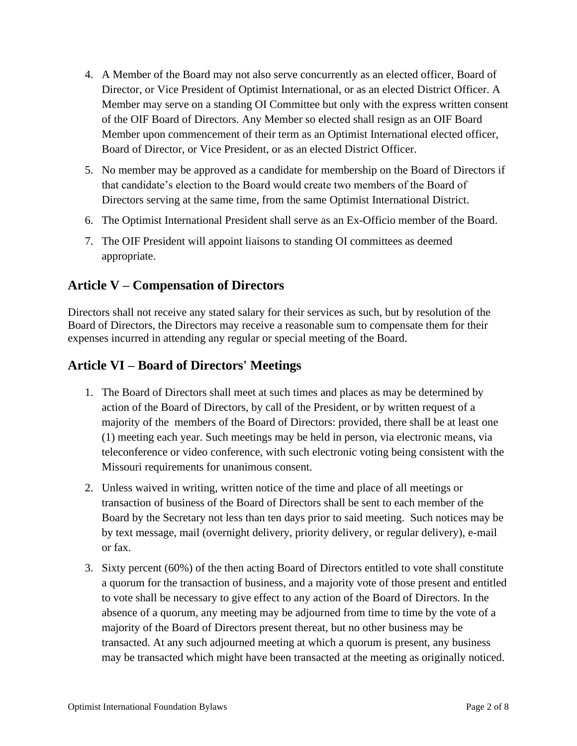4. A Member of the Board may not also serve concurrently as an elected officer, Board of Director, or Vice President of Optimist International, or as an elected District Officer. A Member may serve on a standing OI Committee but only with the express written consent of the OIF Board of Directors. Any Member so elected shall resign as an OIF Board Member upon commencement of their term as an Optimist International elected officer, Board of Director, or Vice President, or as an elected District Officer.

5. No member may be approved as a candidate for membership on the Board of Directors if that candidate's election to the Board would create two members of the Board of Directors serving at the same time, from the same Optimist International District.

6. The Optimist International President shall serve as an Ex-Officio member of the Board.

7. The OIF President will appoint liaisons to standing OI committees as deemed appropriate.

## Article V – Compensation of Directors

Directors shall not receive any stated salary for their services as such, but by resolution of the Board of Directors, the Directors may receive a reasonable sum to compensate them for their expenses incurred in attending any regular or special meeting of the Board.

## Article VI – Board of Directors' Meetings

1. The Board of Directors shall meet at such times and places as may be determined by action of the Board of Directors, by call of the President, or by written request of a majority of the members of the Board of Directors: provided, there shall be at least one (1) meeting each year. Such meetings may be held in person, via electronic means, via teleconference or video conference, with such electronic voting being consistent with the Missouri requirements for unanimous consent.

2. Unless waived in writing, written notice of the time and place of all meetings or transaction of business of the Board of Directors shall be sent to each member of the Board by the Secretary not less than ten days prior to said meeting. Such notices may be by text message, mail (overnight delivery, priority delivery, or regular delivery), e-mail or fax.

3. Sixty percent (60%) of the then acting Board of Directors entitled to vote shall constitute a quorum for the transaction of business, and a majority vote of those present and entitled to vote shall be necessary to give effect to any action of the Board of Directors. In the absence of a quorum, any meeting may be adjourned from time to time by the vote of a majority of the Board of Directors present thereat, but no other business may be transacted. At any such adjourned meeting at which a quorum is present, any business may be transacted which might have been transacted at the meeting as originally noticed.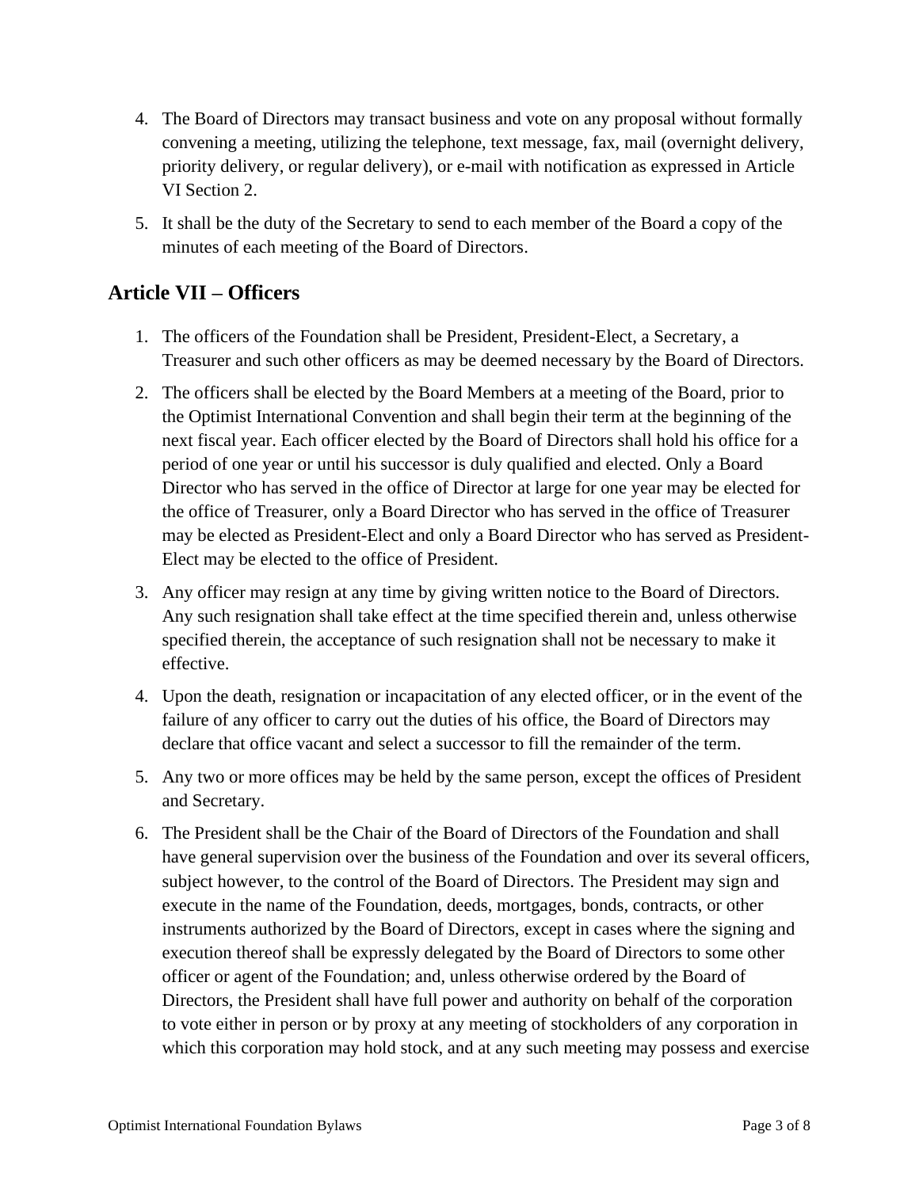4. The Board of Directors may transact business and vote on any proposal without formally convening a meeting, utilizing the telephone, text message, fax, mail (overnight delivery, priority delivery, or regular delivery), or e-mail with notification as expressed in Article VI Section 2.
5. It shall be the duty of the Secretary to send to each member of the Board a copy of the minutes of each meeting of the Board of Directors.

## Article VII – Officers

1. The officers of the Foundation shall be President, President-Elect, a Secretary, a Treasurer and such other officers as may be deemed necessary by the Board of Directors.
2. The officers shall be elected by the Board Members at a meeting of the Board, prior to the Optimist International Convention and shall begin their term at the beginning of the next fiscal year. Each officer elected by the Board of Directors shall hold his office for a period of one year or until his successor is duly qualified and elected. Only a Board Director who has served in the office of Director at large for one year may be elected for the office of Treasurer, only a Board Director who has served in the office of Treasurer may be elected as President-Elect and only a Board Director who has served as President-Elect may be elected to the office of President.
3. Any officer may resign at any time by giving written notice to the Board of Directors. Any such resignation shall take effect at the time specified therein and, unless otherwise specified therein, the acceptance of such resignation shall not be necessary to make it effective.
4. Upon the death, resignation or incapacitation of any elected officer, or in the event of the failure of any officer to carry out the duties of his office, the Board of Directors may declare that office vacant and select a successor to fill the remainder of the term.
5. Any two or more offices may be held by the same person, except the offices of President and Secretary.
6. The President shall be the Chair of the Board of Directors of the Foundation and shall have general supervision over the business of the Foundation and over its several officers, subject however, to the control of the Board of Directors. The President may sign and execute in the name of the Foundation, deeds, mortgages, bonds, contracts, or other instruments authorized by the Board of Directors, except in cases where the signing and execution thereof shall be expressly delegated by the Board of Directors to some other officer or agent of the Foundation; and, unless otherwise ordered by the Board of Directors, the President shall have full power and authority on behalf of the corporation to vote either in person or by proxy at any meeting of stockholders of any corporation in which this corporation may hold stock, and at any such meeting may possess and exercise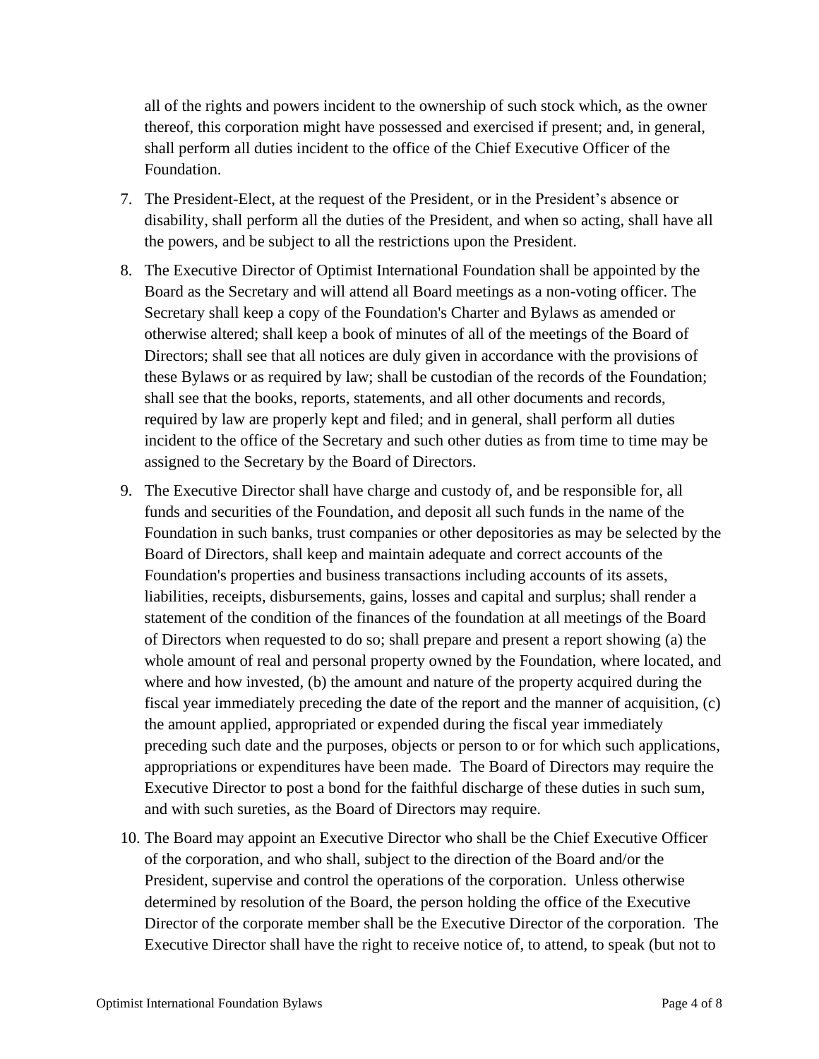all of the rights and powers incident to the ownership of such stock which, as the owner thereof, this corporation might have possessed and exercised if present; and, in general, shall perform all duties incident to the office of the Chief Executive Officer of the Foundation.

7. The President-Elect, at the request of the President, or in the President's absence or disability, shall perform all the duties of the President, and when so acting, shall have all the powers, and be subject to all the restrictions upon the President.

8. The Executive Director of Optimist International Foundation shall be appointed by the Board as the Secretary and will attend all Board meetings as a non-voting officer. The Secretary shall keep a copy of the Foundation's Charter and Bylaws as amended or otherwise altered; shall keep a book of minutes of all of the meetings of the Board of Directors; shall see that all notices are duly given in accordance with the provisions of these Bylaws or as required by law; shall be custodian of the records of the Foundation; shall see that the books, reports, statements, and all other documents and records, required by law are properly kept and filed; and in general, shall perform all duties incident to the office of the Secretary and such other duties as from time to time may be assigned to the Secretary by the Board of Directors.

9. The Executive Director shall have charge and custody of, and be responsible for, all funds and securities of the Foundation, and deposit all such funds in the name of the Foundation in such banks, trust companies or other depositories as may be selected by the Board of Directors, shall keep and maintain adequate and correct accounts of the Foundation's properties and business transactions including accounts of its assets, liabilities, receipts, disbursements, gains, losses and capital and surplus; shall render a statement of the condition of the finances of the foundation at all meetings of the Board of Directors when requested to do so; shall prepare and present a report showing (a) the whole amount of real and personal property owned by the Foundation, where located, and where and how invested, (b) the amount and nature of the property acquired during the fiscal year immediately preceding the date of the report and the manner of acquisition, (c) the amount applied, appropriated or expended during the fiscal year immediately preceding such date and the purposes, objects or person to or for which such applications, appropriations or expenditures have been made. The Board of Directors may require the Executive Director to post a bond for the faithful discharge of these duties in such sum, and with such sureties, as the Board of Directors may require.

10. The Board may appoint an Executive Director who shall be the Chief Executive Officer of the corporation, and who shall, subject to the direction of the Board and/or the President, supervise and control the operations of the corporation. Unless otherwise determined by resolution of the Board, the person holding the office of the Executive Director of the corporate member shall be the Executive Director of the corporation. The Executive Director shall have the right to receive notice of, to attend, to speak (but not to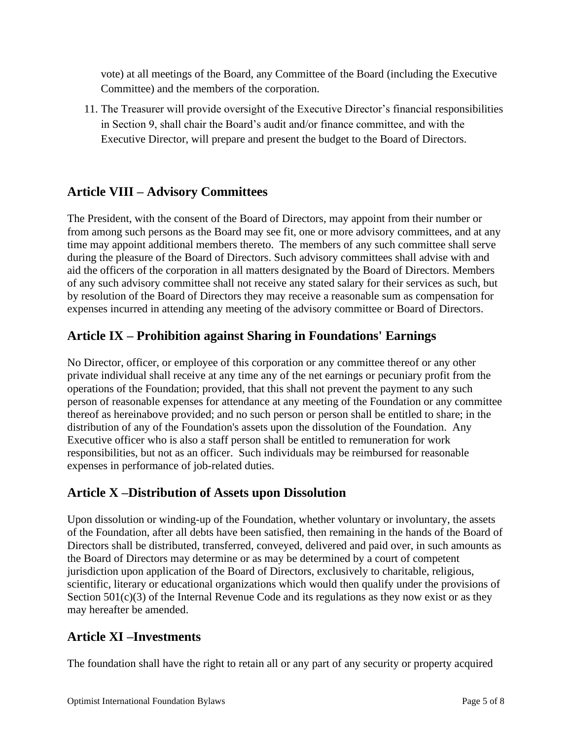vote) at all meetings of the Board, any Committee of the Board (including the Executive Committee) and the members of the corporation.

11. The Treasurer will provide oversight of the Executive Director's financial responsibilities in Section 9, shall chair the Board's audit and/or finance committee, and with the Executive Director, will prepare and present the budget to the Board of Directors.

## Article VIII – Advisory Committees

The President, with the consent of the Board of Directors, may appoint from their number or from among such persons as the Board may see fit, one or more advisory committees, and at any time may appoint additional members thereto. The members of any such committee shall serve during the pleasure of the Board of Directors. Such advisory committees shall advise with and aid the officers of the corporation in all matters designated by the Board of Directors. Members of any such advisory committee shall not receive any stated salary for their services as such, but by resolution of the Board of Directors they may receive a reasonable sum as compensation for expenses incurred in attending any meeting of the advisory committee or Board of Directors.

## Article IX – Prohibition against Sharing in Foundations' Earnings

No Director, officer, or employee of this corporation or any committee thereof or any other private individual shall receive at any time any of the net earnings or pecuniary profit from the operations of the Foundation; provided, that this shall not prevent the payment to any such person of reasonable expenses for attendance at any meeting of the Foundation or any committee thereof as hereinabove provided; and no such person or person shall be entitled to share; in the distribution of any of the Foundation's assets upon the dissolution of the Foundation. Any Executive officer who is also a staff person shall be entitled to remuneration for work responsibilities, but not as an officer. Such individuals may be reimbursed for reasonable expenses in performance of job-related duties.

## Article X –Distribution of Assets upon Dissolution

Upon dissolution or winding-up of the Foundation, whether voluntary or involuntary, the assets of the Foundation, after all debts have been satisfied, then remaining in the hands of the Board of Directors shall be distributed, transferred, conveyed, delivered and paid over, in such amounts as the Board of Directors may determine or as may be determined by a court of competent jurisdiction upon application of the Board of Directors, exclusively to charitable, religious, scientific, literary or educational organizations which would then qualify under the provisions of Section 501(c)(3) of the Internal Revenue Code and its regulations as they now exist or as they may hereafter be amended.

## Article XI –Investments

The foundation shall have the right to retain all or any part of any security or property acquired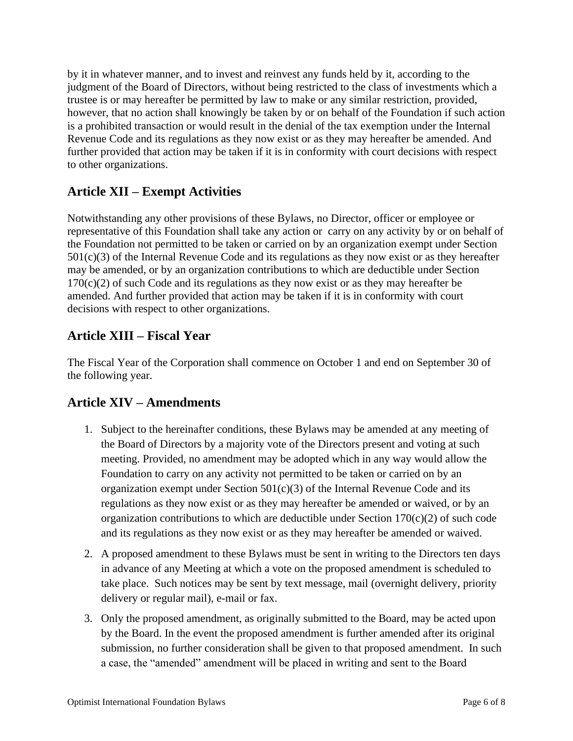by it in whatever manner, and to invest and reinvest any funds held by it, according to the judgment of the Board of Directors, without being restricted to the class of investments which a trustee is or may hereafter be permitted by law to make or any similar restriction, provided, however, that no action shall knowingly be taken by or on behalf of the Foundation if such action is a prohibited transaction or would result in the denial of the tax exemption under the Internal Revenue Code and its regulations as they now exist or as they may hereafter be amended. And further provided that action may be taken if it is in conformity with court decisions with respect to other organizations.

## Article XII – Exempt Activities

Notwithstanding any other provisions of these Bylaws, no Director, officer or employee or representative of this Foundation shall take any action or carry on any activity by or on behalf of the Foundation not permitted to be taken or carried on by an organization exempt under Section 501(c)(3) of the Internal Revenue Code and its regulations as they now exist or as they hereafter may be amended, or by an organization contributions to which are deductible under Section 170(c)(2) of such Code and its regulations as they now exist or as they may hereafter be amended. And further provided that action may be taken if it is in conformity with court decisions with respect to other organizations.

## Article XIII – Fiscal Year

The Fiscal Year of the Corporation shall commence on October 1 and end on September 30 of the following year.

## Article XIV – Amendments

1. Subject to the hereinafter conditions, these Bylaws may be amended at any meeting of the Board of Directors by a majority vote of the Directors present and voting at such meeting. Provided, no amendment may be adopted which in any way would allow the Foundation to carry on any activity not permitted to be taken or carried on by an organization exempt under Section 501(c)(3) of the Internal Revenue Code and its regulations as they now exist or as they may hereafter be amended or waived, or by an organization contributions to which are deductible under Section 170(c)(2) of such code and its regulations as they now exist or as they may hereafter be amended or waived.
2. A proposed amendment to these Bylaws must be sent in writing to the Directors ten days in advance of any Meeting at which a vote on the proposed amendment is scheduled to take place. Such notices may be sent by text message, mail (overnight delivery, priority delivery or regular mail), e-mail or fax.
3. Only the proposed amendment, as originally submitted to the Board, may be acted upon by the Board. In the event the proposed amendment is further amended after its original submission, no further consideration shall be given to that proposed amendment. In such a case, the "amended" amendment will be placed in writing and sent to the Board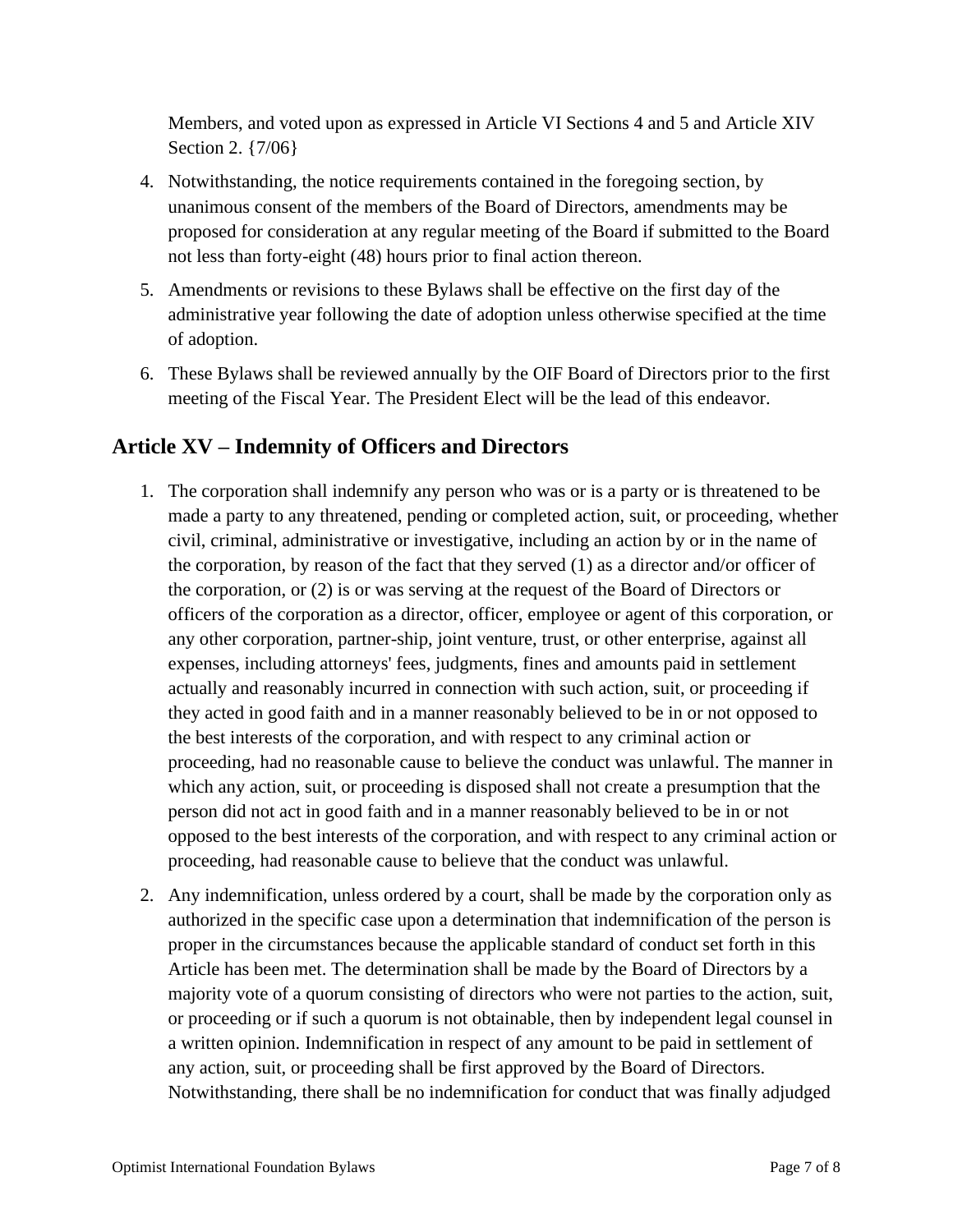Members, and voted upon as expressed in Article VI Sections 4 and 5 and Article XIV Section 2. {7/06}

4. Notwithstanding, the notice requirements contained in the foregoing section, by unanimous consent of the members of the Board of Directors, amendments may be proposed for consideration at any regular meeting of the Board if submitted to the Board not less than forty-eight (48) hours prior to final action thereon.

5. Amendments or revisions to these Bylaws shall be effective on the first day of the administrative year following the date of adoption unless otherwise specified at the time of adoption.

6. These Bylaws shall be reviewed annually by the OIF Board of Directors prior to the first meeting of the Fiscal Year. The President Elect will be the lead of this endeavor.

## Article XV – Indemnity of Officers and Directors

1. The corporation shall indemnify any person who was or is a party or is threatened to be made a party to any threatened, pending or completed action, suit, or proceeding, whether civil, criminal, administrative or investigative, including an action by or in the name of the corporation, by reason of the fact that they served (1) as a director and/or officer of the corporation, or (2) is or was serving at the request of the Board of Directors or officers of the corporation as a director, officer, employee or agent of this corporation, or any other corporation, partner-ship, joint venture, trust, or other enterprise, against all expenses, including attorneys' fees, judgments, fines and amounts paid in settlement actually and reasonably incurred in connection with such action, suit, or proceeding if they acted in good faith and in a manner reasonably believed to be in or not opposed to the best interests of the corporation, and with respect to any criminal action or proceeding, had no reasonable cause to believe the conduct was unlawful. The manner in which any action, suit, or proceeding is disposed shall not create a presumption that the person did not act in good faith and in a manner reasonably believed to be in or not opposed to the best interests of the corporation, and with respect to any criminal action or proceeding, had reasonable cause to believe that the conduct was unlawful.

2. Any indemnification, unless ordered by a court, shall be made by the corporation only as authorized in the specific case upon a determination that indemnification of the person is proper in the circumstances because the applicable standard of conduct set forth in this Article has been met. The determination shall be made by the Board of Directors by a majority vote of a quorum consisting of directors who were not parties to the action, suit, or proceeding or if such a quorum is not obtainable, then by independent legal counsel in a written opinion. Indemnification in respect of any amount to be paid in settlement of any action, suit, or proceeding shall be first approved by the Board of Directors. Notwithstanding, there shall be no indemnification for conduct that was finally adjudged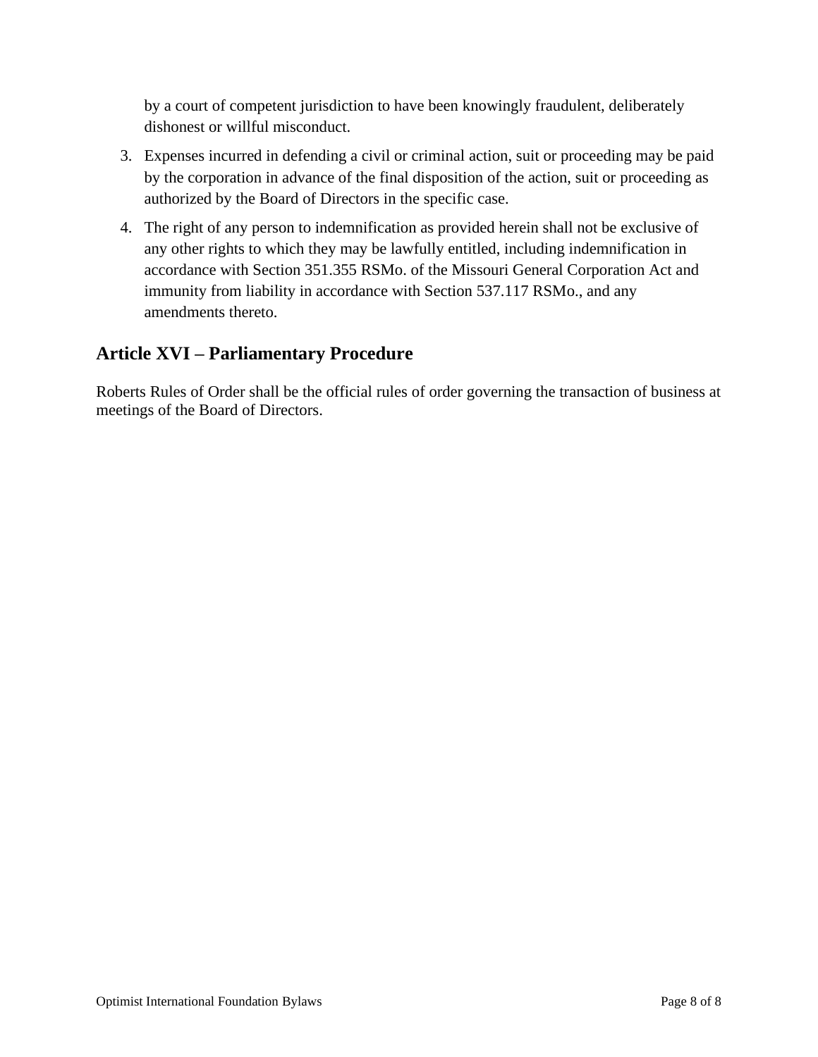by a court of competent jurisdiction to have been knowingly fraudulent, deliberately dishonest or willful misconduct.

3. Expenses incurred in defending a civil or criminal action, suit or proceeding may be paid by the corporation in advance of the final disposition of the action, suit or proceeding as authorized by the Board of Directors in the specific case.
4. The right of any person to indemnification as provided herein shall not be exclusive of any other rights to which they may be lawfully entitled, including indemnification in accordance with Section 351.355 RSMo. of the Missouri General Corporation Act and immunity from liability in accordance with Section 537.117 RSMo., and any amendments thereto.

## Article XVI – Parliamentary Procedure

Roberts Rules of Order shall be the official rules of order governing the transaction of business at meetings of the Board of Directors.